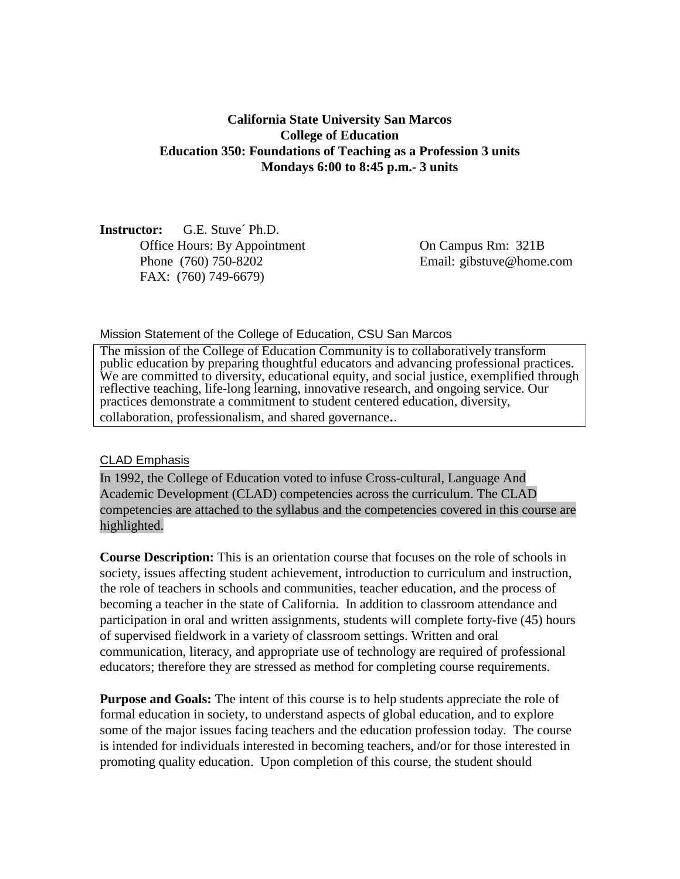**California State University San Marcos**
**College of Education**
**Education 350: Foundations of Teaching as a Profession 3 units**
**Mondays 6:00 to 8:45 p.m.- 3 units**

**Instructor:** G.E. Stuve´ Ph.D.
Office Hours: By Appointment
Phone (760) 750-8202
FAX: (760) 749-6679)

On Campus Rm: 321B
Email: gibstuve@home.com

Mission Statement of the College of Education, CSU San Marcos

> The mission of the College of Education Community is to collaboratively transform public education by preparing thoughtful educators and advancing professional practices. We are committed to diversity, educational equity, and social justice, exemplified through reflective teaching, life-long learning, innovative research, and ongoing service. Our practices demonstrate a commitment to student centered education, diversity, collaboration, professionalism, and shared governance..

CLAD Emphasis

In 1992, the College of Education voted to infuse Cross-cultural, Language And Academic Development (CLAD) competencies across the curriculum. The CLAD competencies are attached to the syllabus and the competencies covered in this course are highlighted.

**Course Description:** This is an orientation course that focuses on the role of schools in society, issues affecting student achievement, introduction to curriculum and instruction, the role of teachers in schools and communities, teacher education, and the process of becoming a teacher in the state of California. In addition to classroom attendance and participation in oral and written assignments, students will complete forty-five (45) hours of supervised fieldwork in a variety of classroom settings. Written and oral communication, literacy, and appropriate use of technology are required of professional educators; therefore they are stressed as method for completing course requirements.

**Purpose and Goals:** The intent of this course is to help students appreciate the role of formal education in society, to understand aspects of global education, and to explore some of the major issues facing teachers and the education profession today. The course is intended for individuals interested in becoming teachers, and/or for those interested in promoting quality education. Upon completion of this course, the student should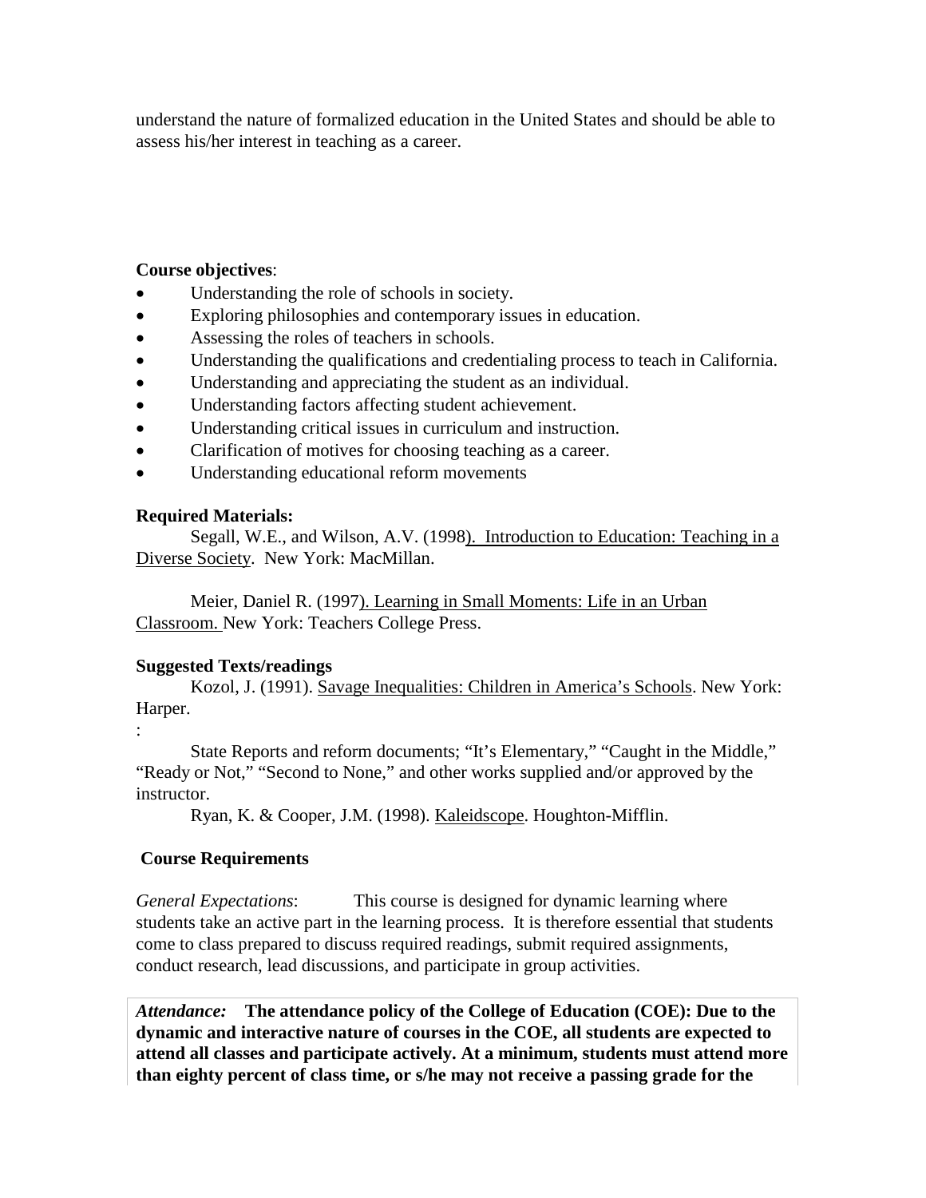understand the nature of formalized education in the United States and should be able to assess his/her interest in teaching as a career.

**Course objectives**:

- Understanding the role of schools in society.
- Exploring philosophies and contemporary issues in education.
- Assessing the roles of teachers in schools.
- Understanding the qualifications and credentialing process to teach in California.
- Understanding and appreciating the student as an individual.
- Understanding factors affecting student achievement.
- Understanding critical issues in curriculum and instruction.
- Clarification of motives for choosing teaching as a career.
- Understanding educational reform movements

**Required Materials:**

Segall, W.E., and Wilson, A.V. (1998). Introduction to Education: Teaching in a Diverse Society. New York: MacMillan.

Meier, Daniel R. (1997). Learning in Small Moments: Life in an Urban Classroom. New York: Teachers College Press.

**Suggested Texts/readings**

Kozol, J. (1991). Savage Inequalities: Children in America's Schools. New York: Harper.

:

State Reports and reform documents; "It's Elementary," "Caught in the Middle," "Ready or Not," "Second to None," and other works supplied and/or approved by the instructor.

Ryan, K. & Cooper, J.M. (1998). Kaleidscope. Houghton-Mifflin.

**Course Requirements**

*General Expectations*: This course is designed for dynamic learning where students take an active part in the learning process. It is therefore essential that students come to class prepared to discuss required readings, submit required assignments, conduct research, lead discussions, and participate in group activities.

***Attendance:*** **The attendance policy of the College of Education (COE): Due to the dynamic and interactive nature of courses in the COE, all students are expected to attend all classes and participate actively. At a minimum, students must attend more than eighty percent of class time, or s/he may not receive a passing grade for the**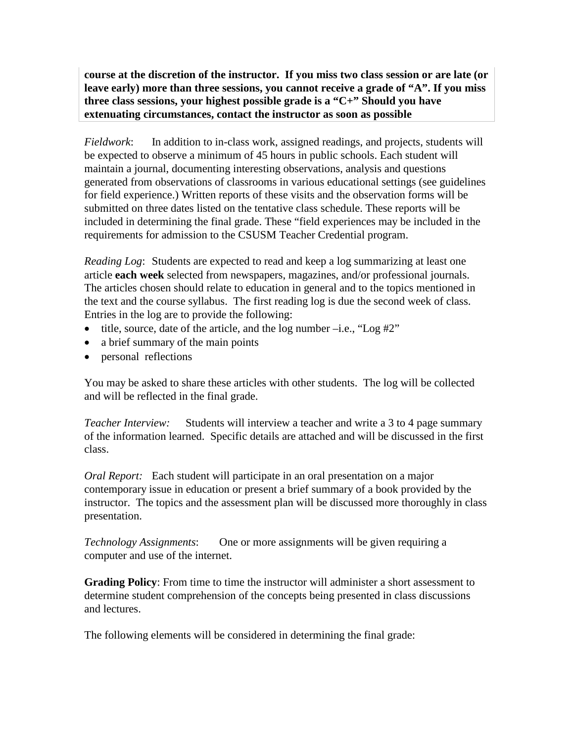**course at the discretion of the instructor. If you miss two class session or are late (or leave early) more than three sessions, you cannot receive a grade of "A". If you miss three class sessions, your highest possible grade is a "C+" Should you have extenuating circumstances, contact the instructor as soon as possible**

*Fieldwork*: In addition to in-class work, assigned readings, and projects, students will be expected to observe a minimum of 45 hours in public schools. Each student will maintain a journal, documenting interesting observations, analysis and questions generated from observations of classrooms in various educational settings (see guidelines for field experience.) Written reports of these visits and the observation forms will be submitted on three dates listed on the tentative class schedule. These reports will be included in determining the final grade. These "field experiences may be included in the requirements for admission to the CSUSM Teacher Credential program.

*Reading Log*: Students are expected to read and keep a log summarizing at least one article **each week** selected from newspapers, magazines, and/or professional journals. The articles chosen should relate to education in general and to the topics mentioned in the text and the course syllabus. The first reading log is due the second week of class. Entries in the log are to provide the following:

- title, source, date of the article, and the log number –i.e., "Log #2"
- a brief summary of the main points
- personal reflections

You may be asked to share these articles with other students. The log will be collected and will be reflected in the final grade.

*Teacher Interview:* Students will interview a teacher and write a 3 to 4 page summary of the information learned. Specific details are attached and will be discussed in the first class.

*Oral Report:* Each student will participate in an oral presentation on a major contemporary issue in education or present a brief summary of a book provided by the instructor. The topics and the assessment plan will be discussed more thoroughly in class presentation.

*Technology Assignments*: One or more assignments will be given requiring a computer and use of the internet.

**Grading Policy**: From time to time the instructor will administer a short assessment to determine student comprehension of the concepts being presented in class discussions and lectures.

The following elements will be considered in determining the final grade: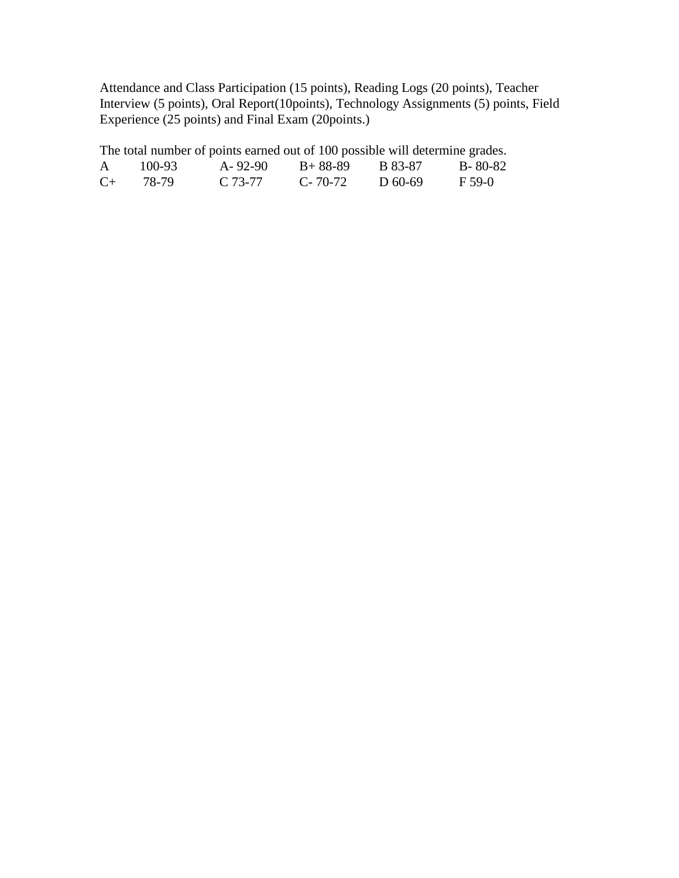Attendance and Class Participation (15 points), Reading Logs (20 points), Teacher Interview (5 points), Oral Report(10points), Technology Assignments (5) points, Field Experience (25 points) and Final Exam (20points.)

The total number of points earned out of 100 possible will determine grades.

| | | | | | |
|---|---|---|---|---|---|
| A | 100-93 | A- 92-90 | B+ 88-89 | B 83-87 | B- 80-82 |
| C+ | 78-79 | C 73-77 | C- 70-72 | D 60-69 | F 59-0 |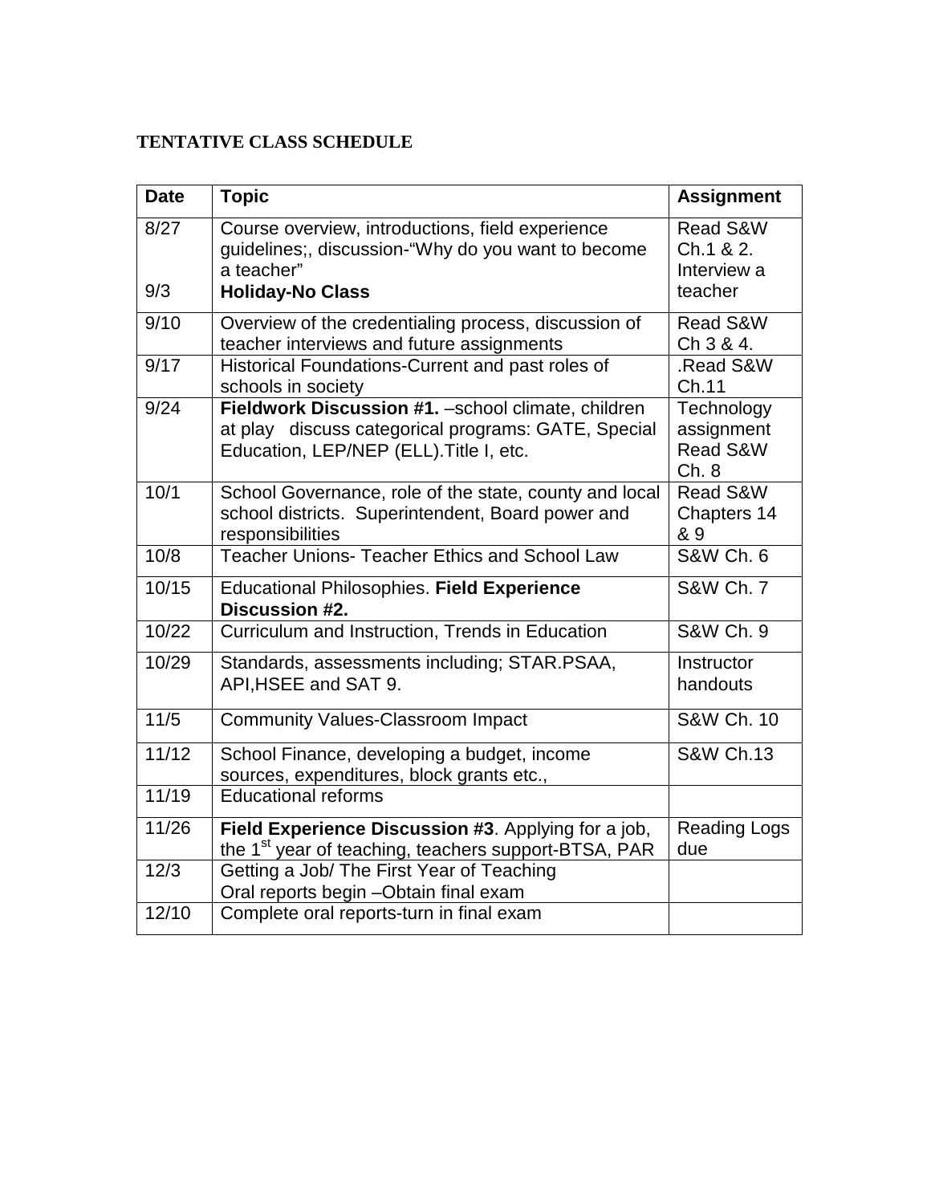**TENTATIVE CLASS SCHEDULE**

| Date | Topic | Assignment |
|---|---|---|
| 8/27<br><br>9/3 | Course overview, introductions, field experience guidelines;, discussion-"Why do you want to become a teacher"<br>**Holiday-No Class** | Read S&W Ch.1 & 2. Interview a teacher |
| 9/10 | Overview of the credentialing process, discussion of teacher interviews and future assignments | Read S&W Ch 3 & 4. |
| 9/17 | Historical Foundations-Current and past roles of schools in society | .Read S&W Ch.11 |
| 9/24 | **Fieldwork Discussion #1.** –school climate, children at play discuss categorical programs: GATE, Special Education, LEP/NEP (ELL).Title I, etc. | Technology assignment Read S&W Ch. 8 |
| 10/1 | School Governance, role of the state, county and local school districts. Superintendent, Board power and responsibilities | Read S&W Chapters 14 & 9 |
| 10/8 | Teacher Unions- Teacher Ethics and School Law | S&W Ch. 6 |
| 10/15 | Educational Philosophies. **Field Experience Discussion #2.** | S&W Ch. 7 |
| 10/22 | Curriculum and Instruction, Trends in Education | S&W Ch. 9 |
| 10/29 | Standards, assessments including; STAR.PSAA, API,HSEE and SAT 9. | Instructor handouts |
| 11/5 | Community Values-Classroom Impact | S&W Ch. 10 |
| 11/12 | School Finance, developing a budget, income sources, expenditures, block grants etc., | S&W Ch.13 |
| 11/19 | Educational reforms | |
| 11/26 | **Field Experience Discussion #3**. Applying for a job, the 1st year of teaching, teachers support-BTSA, PAR | Reading Logs due |
| 12/3 | Getting a Job/ The First Year of Teaching<br>Oral reports begin –Obtain final exam | |
| 12/10 | Complete oral reports-turn in final exam | |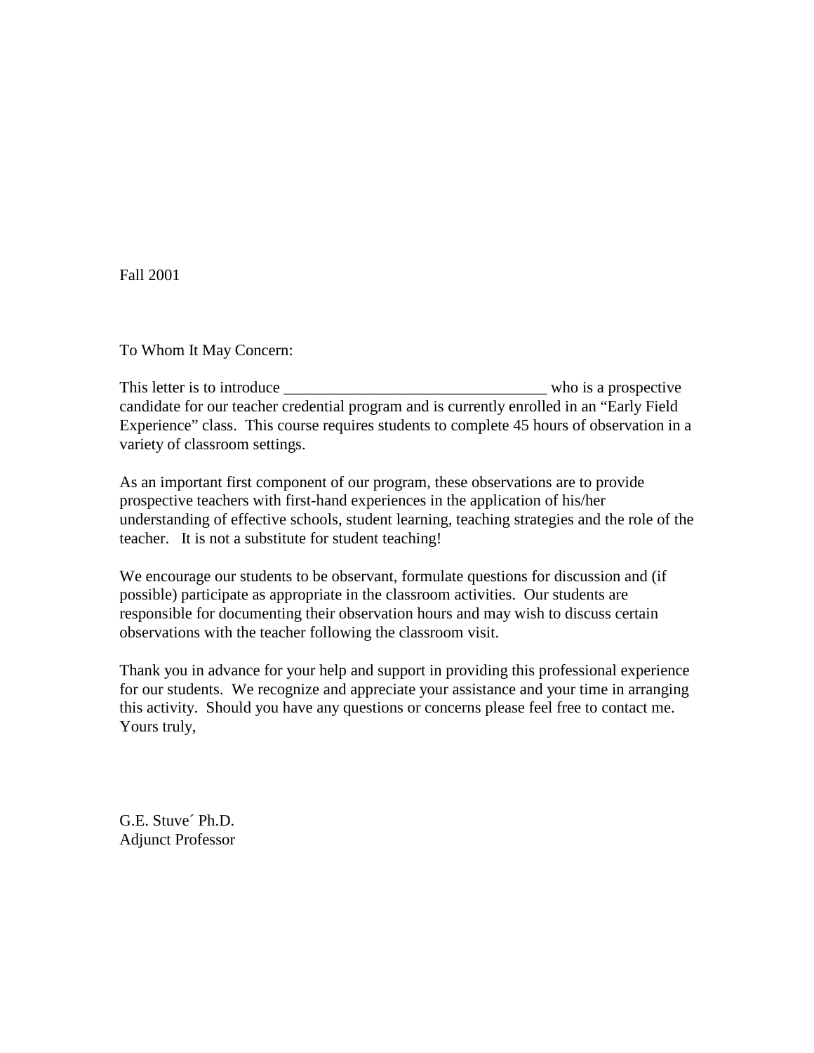Fall 2001

To Whom It May Concern:

This letter is to introduce _________________________________ who is a prospective candidate for our teacher credential program and is currently enrolled in an "Early Field Experience" class. This course requires students to complete 45 hours of observation in a variety of classroom settings.

As an important first component of our program, these observations are to provide prospective teachers with first-hand experiences in the application of his/her understanding of effective schools, student learning, teaching strategies and the role of the teacher. It is not a substitute for student teaching!

We encourage our students to be observant, formulate questions for discussion and (if possible) participate as appropriate in the classroom activities. Our students are responsible for documenting their observation hours and may wish to discuss certain observations with the teacher following the classroom visit.

Thank you in advance for your help and support in providing this professional experience for our students. We recognize and appreciate your assistance and your time in arranging this activity. Should you have any questions or concerns please feel free to contact me.
Yours truly,

G.E. Stuve´ Ph.D.
Adjunct Professor